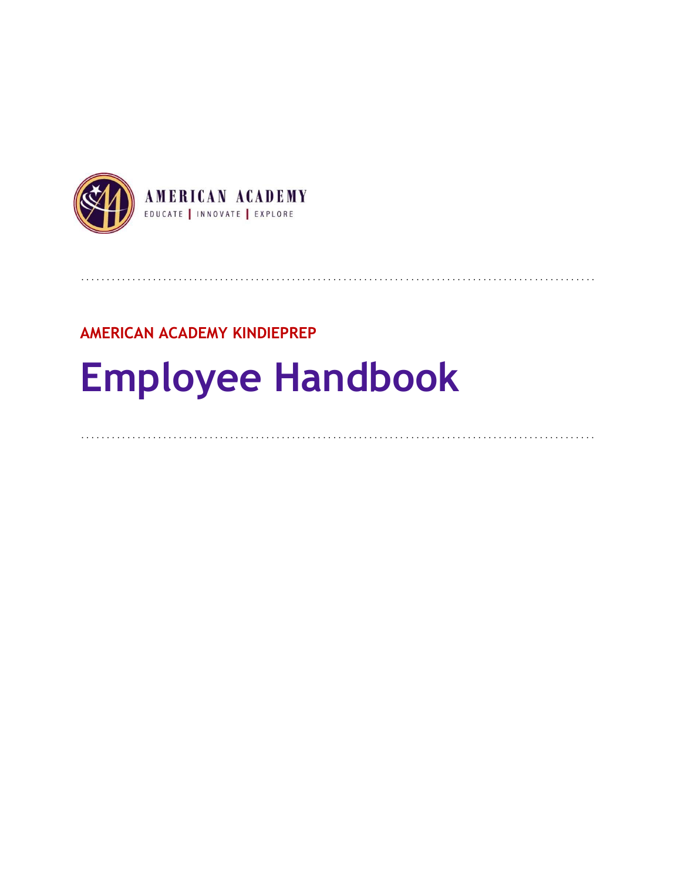AMERICAN ACADEMY

EDUCATE | INNOVATE | EXPLORE

**AMERICAN ACADEMY KINDIEPREP**

# Employee Handbook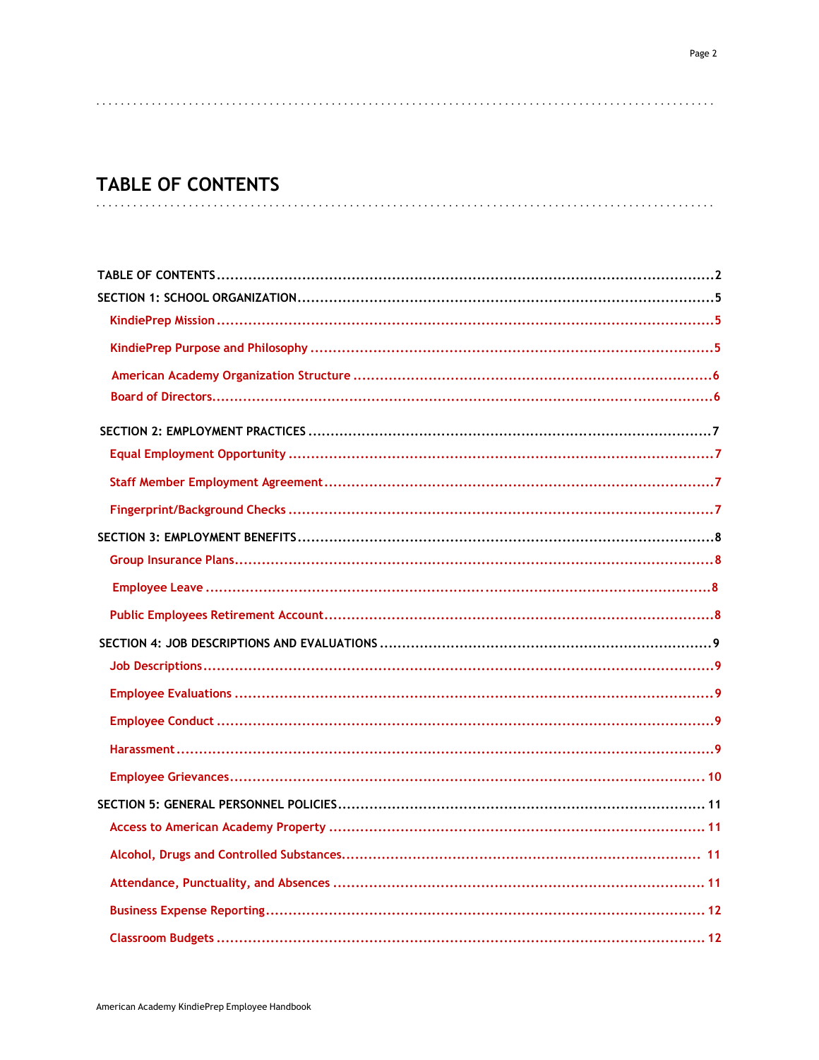# TABLE OF CONTENTS

TABLE OF CONTENTS ........................................................ 2

SECTION 1: SCHOOL ORGANIZATION ........................................................ 5

- KindiePrep Mission ........................................................ 5
- KindiePrep Purpose and Philosophy ........................................................ 5
- American Academy Organization Structure ........................................................ 6
- Board of Directors ........................................................ 6

SECTION 2: EMPLOYMENT PRACTICES ........................................................ 7

- Equal Employment Opportunity ........................................................ 7
- Staff Member Employment Agreement ........................................................ 7
- Fingerprint/Background Checks ........................................................ 7

SECTION 3: EMPLOYMENT BENEFITS ........................................................ 8

- Group Insurance Plans ........................................................ 8
- Employee Leave ........................................................ 8
- Public Employees Retirement Account ........................................................ 8

SECTION 4: JOB DESCRIPTIONS AND EVALUATIONS ........................................................ 9

- Job Descriptions ........................................................ 9
- Employee Evaluations ........................................................ 9
- Employee Conduct ........................................................ 9
- Harassment ........................................................ 9
- Employee Grievances ........................................................ 10

SECTION 5: GENERAL PERSONNEL POLICIES ........................................................ 11

- Access to American Academy Property ........................................................ 11
- Alcohol, Drugs and Controlled Substances ........................................................ 11
- Attendance, Punctuality, and Absences ........................................................ 11
- Business Expense Reporting ........................................................ 12
- Classroom Budgets ........................................................ 12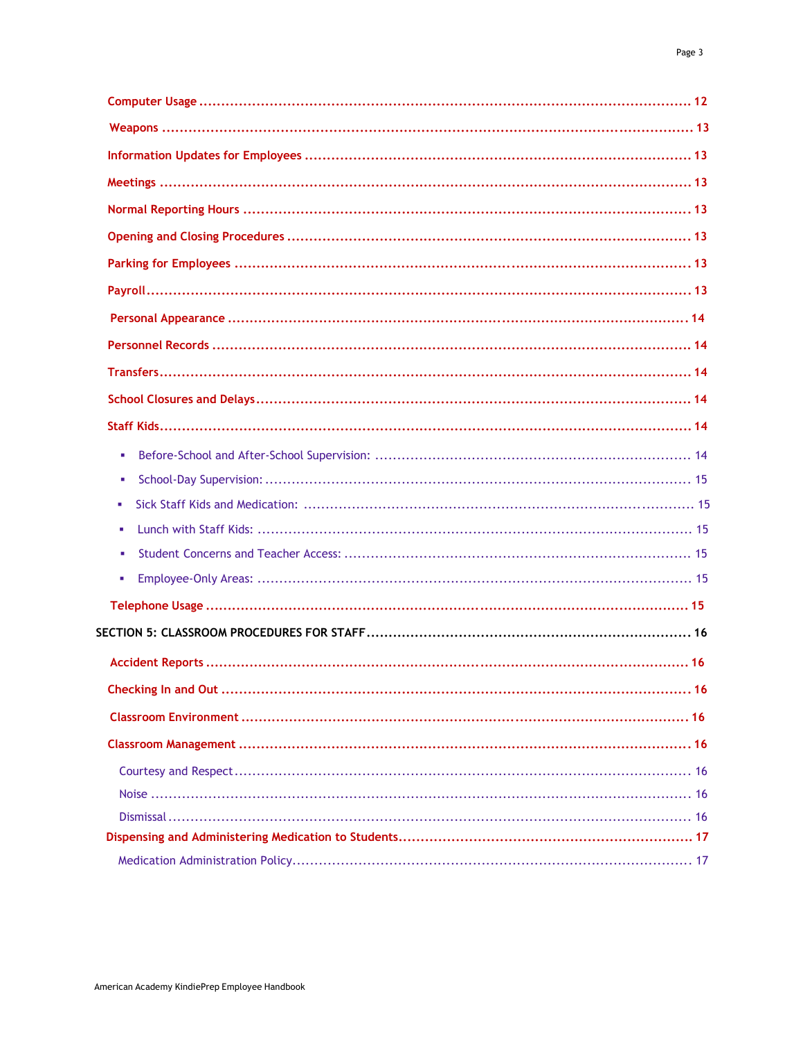**Computer Usage** ........................................................................................................ 12

**Weapons** ................................................................................................................... 13

**Information Updates for Employees** .......................................................................... 13

**Meetings** ................................................................................................................... 13

**Normal Reporting Hours** ........................................................................................... 13

**Opening and Closing Procedures** .............................................................................. 13

**Parking for Employees** .............................................................................................. 13

**Payroll** ....................................................................................................................... 13

**Personal Appearance** ................................................................................................. 14

**Personnel Records** ..................................................................................................... 14

**Transfers** ................................................................................................................... 14

**School Closures and Delays** ...................................................................................... 14

**Staff Kids** ................................................................................................................... 14

- Before-School and After-School Supervision: ........................................................ 14
- School-Day Supervision: ........................................................................................ 15
- Sick Staff Kids and Medication: .............................................................................. 15
- Lunch with Staff Kids: ............................................................................................ 15
- Student Concerns and Teacher Access: .................................................................. 15
- Employee-Only Areas: ............................................................................................ 15

**Telephone Usage** ........................................................................................................ 15

**SECTION 5: CLASSROOM PROCEDURES FOR STAFF** ...................................................... 16

**Accident Reports** ........................................................................................................ 16

**Checking In and Out** .................................................................................................. 16

**Classroom Environment** ............................................................................................. 16

**Classroom Management** ............................................................................................. 16

Courtesy and Respect ........................................................................................... 16

Noise ...................................................................................................................... 16

Dismissal ................................................................................................................ 16

**Dispensing and Administering Medication to Students** .............................................. 17

Medication Administration Policy ........................................................................... 17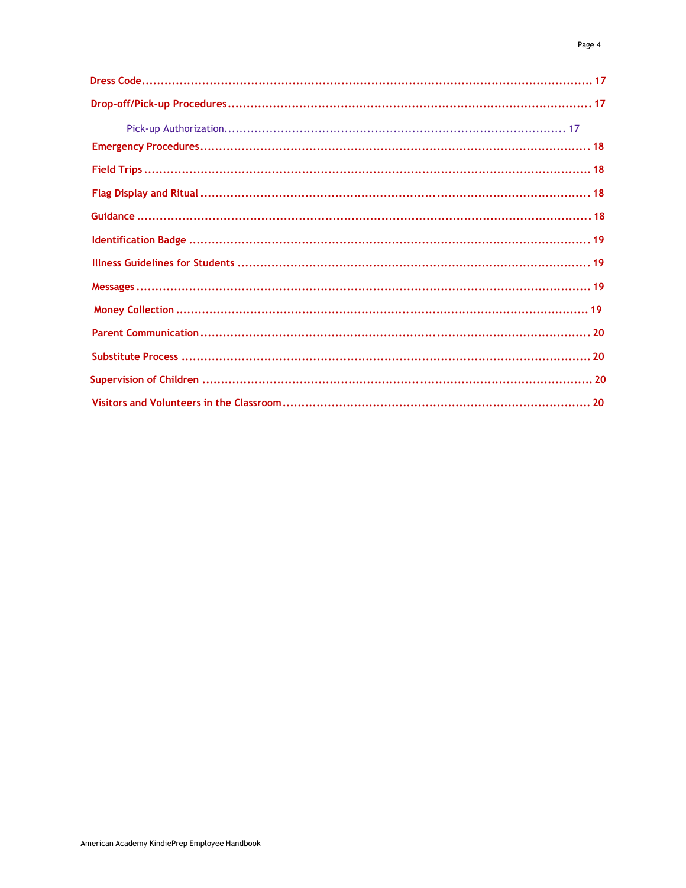**Dress Code** .......... 17

**Drop-off/Pick-up Procedures** .......... 17

Pick-up Authorization .......... 17

**Emergency Procedures** .......... 18

**Field Trips** .......... 18

**Flag Display and Ritual** .......... 18

**Guidance** .......... 18

**Identification Badge** .......... 19

**Illness Guidelines for Students** .......... 19

**Messages** .......... 19

**Money Collection** .......... 19

**Parent Communication** .......... 20

**Substitute Process** .......... 20

**Supervision of Children** .......... 20

**Visitors and Volunteers in the Classroom** .......... 20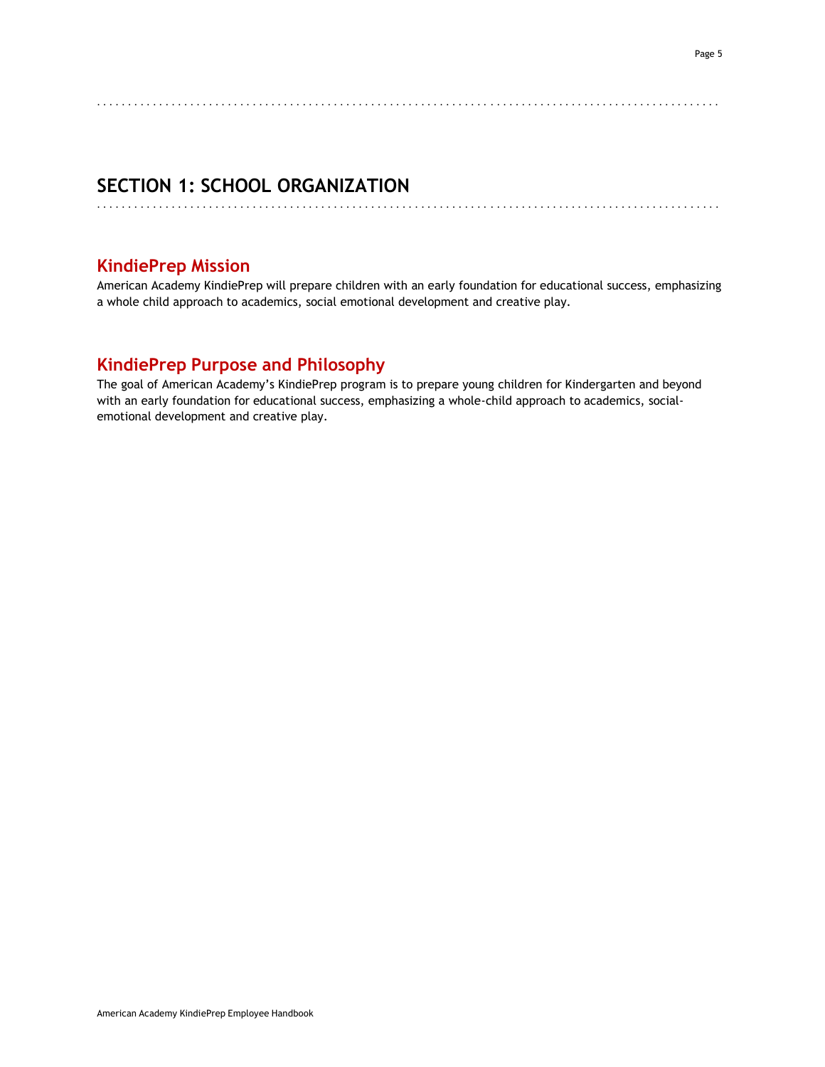# SECTION 1: SCHOOL ORGANIZATION

## KindiePrep Mission

American Academy KindiePrep will prepare children with an early foundation for educational success, emphasizing a whole child approach to academics, social emotional development and creative play.

## KindiePrep Purpose and Philosophy

The goal of American Academy's KindiePrep program is to prepare young children for Kindergarten and beyond with an early foundation for educational success, emphasizing a whole-child approach to academics, social-emotional development and creative play.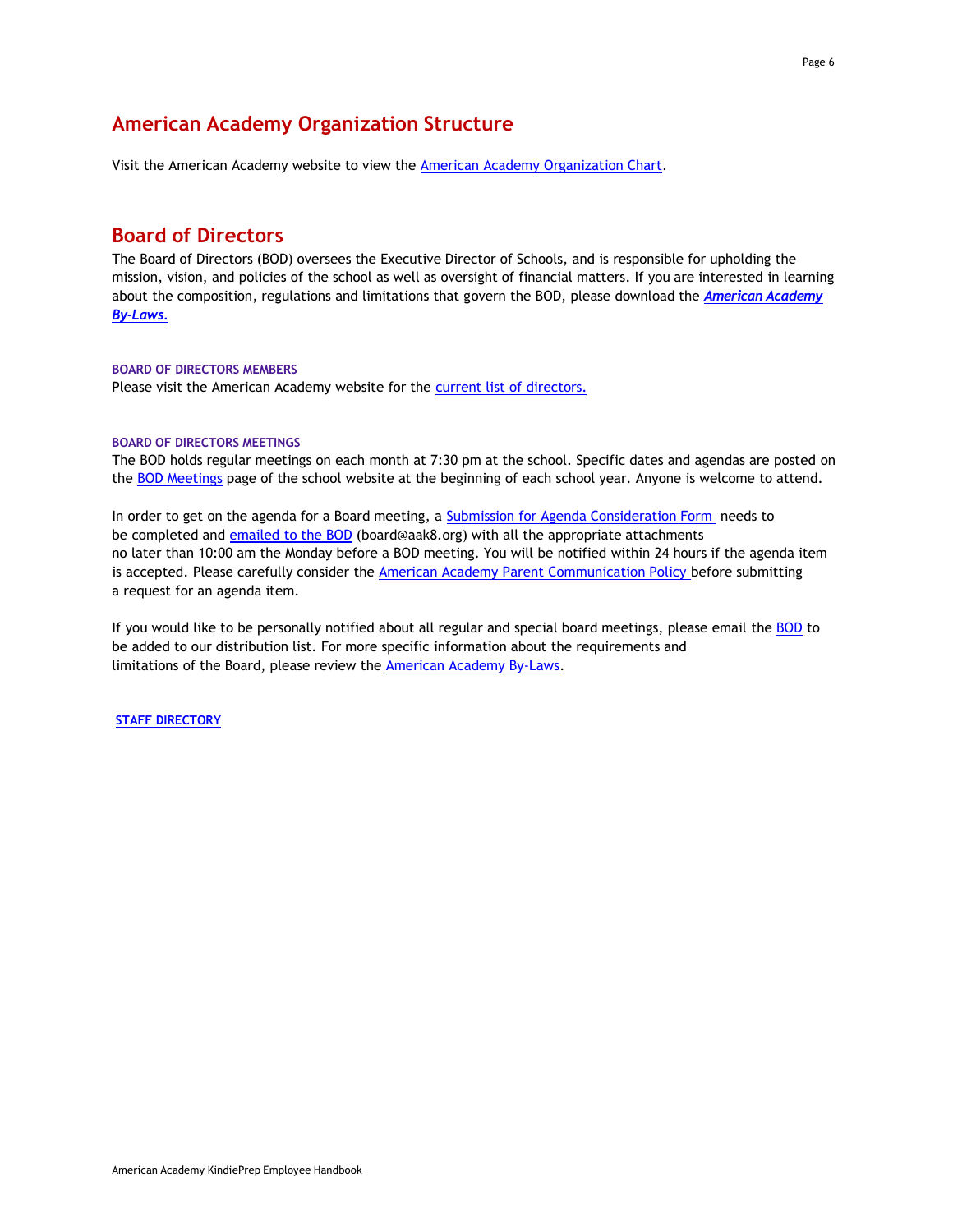## American Academy Organization Structure

Visit the American Academy website to view the American Academy Organization Chart.

## Board of Directors

The Board of Directors (BOD) oversees the Executive Director of Schools, and is responsible for upholding the mission, vision, and policies of the school as well as oversight of financial matters. If you are interested in learning about the composition, regulations and limitations that govern the BOD, please download the ***American Academy By-Laws.***

### BOARD OF DIRECTORS MEMBERS

Please visit the American Academy website for the current list of directors.

### BOARD OF DIRECTORS MEETINGS

The BOD holds regular meetings on each month at 7:30 pm at the school. Specific dates and agendas are posted on the BOD Meetings page of the school website at the beginning of each school year. Anyone is welcome to attend.

In order to get on the agenda for a Board meeting, a Submission for Agenda Consideration Form needs to be completed and emailed to the BOD (board@aak8.org) with all the appropriate attachments no later than 10:00 am the Monday before a BOD meeting. You will be notified within 24 hours if the agenda item is accepted. Please carefully consider the American Academy Parent Communication Policy before submitting a request for an agenda item.

If you would like to be personally notified about all regular and special board meetings, please email the BOD to be added to our distribution list. For more specific information about the requirements and limitations of the Board, please review the American Academy By-Laws.

**STAFF DIRECTORY**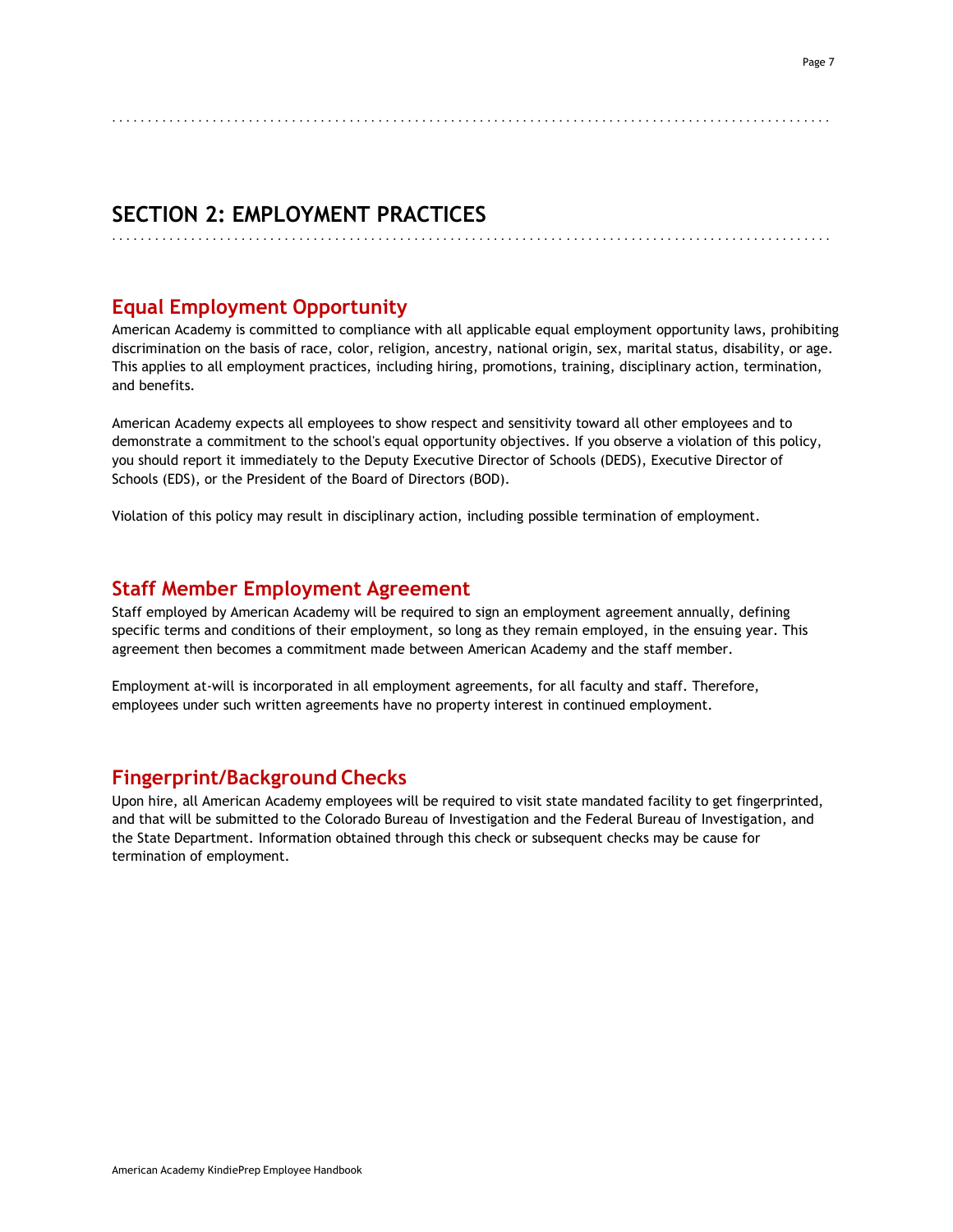# SECTION 2: EMPLOYMENT PRACTICES

## Equal Employment Opportunity

American Academy is committed to compliance with all applicable equal employment opportunity laws, prohibiting discrimination on the basis of race, color, religion, ancestry, national origin, sex, marital status, disability, or age. This applies to all employment practices, including hiring, promotions, training, disciplinary action, termination, and benefits.

American Academy expects all employees to show respect and sensitivity toward all other employees and to demonstrate a commitment to the school's equal opportunity objectives. If you observe a violation of this policy, you should report it immediately to the Deputy Executive Director of Schools (DEDS), Executive Director of Schools (EDS), or the President of the Board of Directors (BOD).

Violation of this policy may result in disciplinary action, including possible termination of employment.

## Staff Member Employment Agreement

Staff employed by American Academy will be required to sign an employment agreement annually, defining specific terms and conditions of their employment, so long as they remain employed, in the ensuing year. This agreement then becomes a commitment made between American Academy and the staff member.

Employment at-will is incorporated in all employment agreements, for all faculty and staff. Therefore, employees under such written agreements have no property interest in continued employment.

## Fingerprint/Background Checks

Upon hire, all American Academy employees will be required to visit state mandated facility to get fingerprinted, and that will be submitted to the Colorado Bureau of Investigation and the Federal Bureau of Investigation, and the State Department. Information obtained through this check or subsequent checks may be cause for termination of employment.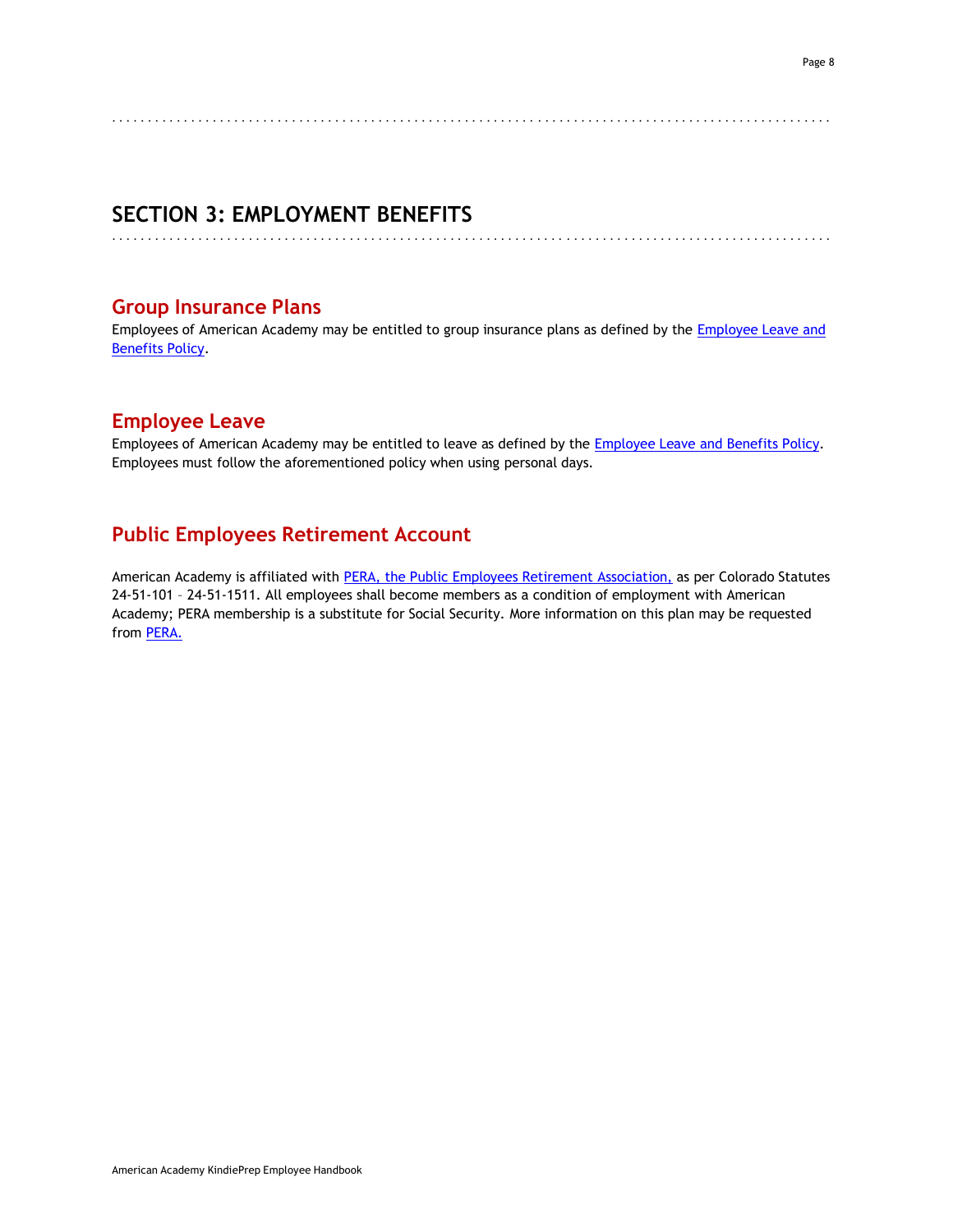# SECTION 3: EMPLOYMENT BENEFITS

## Group Insurance Plans

Employees of American Academy may be entitled to group insurance plans as defined by the Employee Leave and Benefits Policy.

## Employee Leave

Employees of American Academy may be entitled to leave as defined by the Employee Leave and Benefits Policy. Employees must follow the aforementioned policy when using personal days.

## Public Employees Retirement Account

American Academy is affiliated with PERA, the Public Employees Retirement Association, as per Colorado Statutes 24-51-101 – 24-51-1511. All employees shall become members as a condition of employment with American Academy; PERA membership is a substitute for Social Security. More information on this plan may be requested from PERA.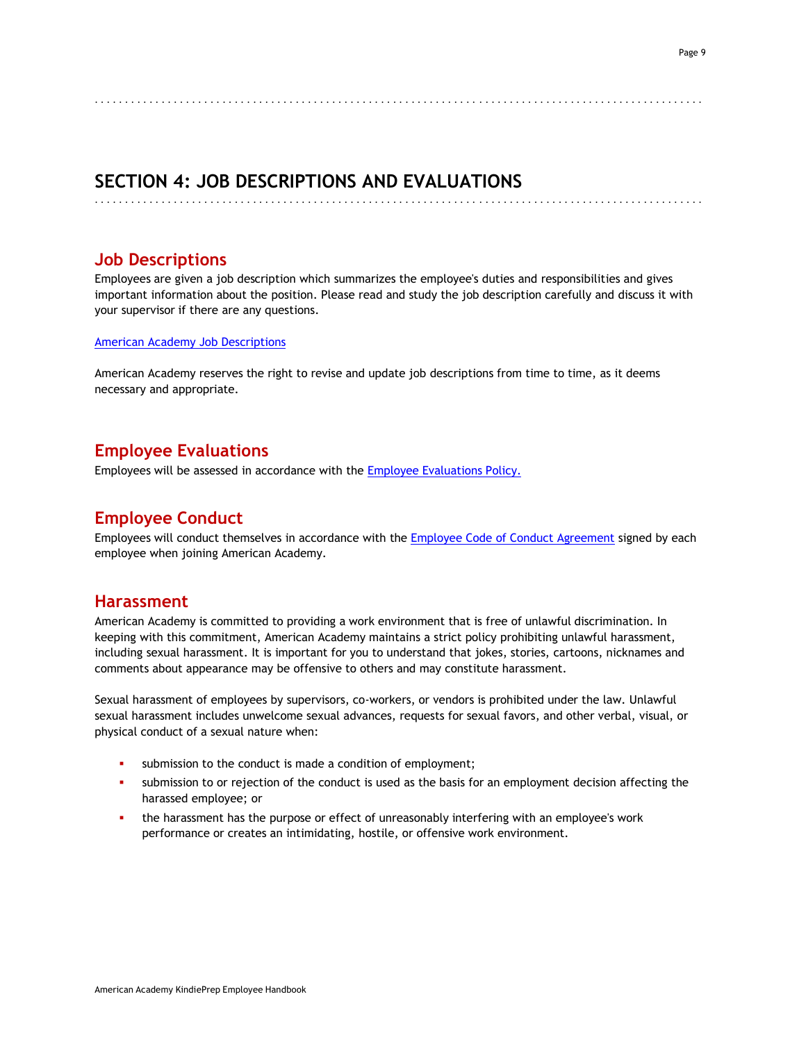# SECTION 4: JOB DESCRIPTIONS AND EVALUATIONS

## Job Descriptions

Employees are given a job description which summarizes the employee's duties and responsibilities and gives important information about the position. Please read and study the job description carefully and discuss it with your supervisor if there are any questions.

American Academy Job Descriptions

American Academy reserves the right to revise and update job descriptions from time to time, as it deems necessary and appropriate.

## Employee Evaluations

Employees will be assessed in accordance with the Employee Evaluations Policy.

## Employee Conduct

Employees will conduct themselves in accordance with the Employee Code of Conduct Agreement signed by each employee when joining American Academy.

## Harassment

American Academy is committed to providing a work environment that is free of unlawful discrimination. In keeping with this commitment, American Academy maintains a strict policy prohibiting unlawful harassment, including sexual harassment. It is important for you to understand that jokes, stories, cartoons, nicknames and comments about appearance may be offensive to others and may constitute harassment.

Sexual harassment of employees by supervisors, co-workers, or vendors is prohibited under the law. Unlawful sexual harassment includes unwelcome sexual advances, requests for sexual favors, and other verbal, visual, or physical conduct of a sexual nature when:

- submission to the conduct is made a condition of employment;
- submission to or rejection of the conduct is used as the basis for an employment decision affecting the harassed employee; or
- the harassment has the purpose or effect of unreasonably interfering with an employee's work performance or creates an intimidating, hostile, or offensive work environment.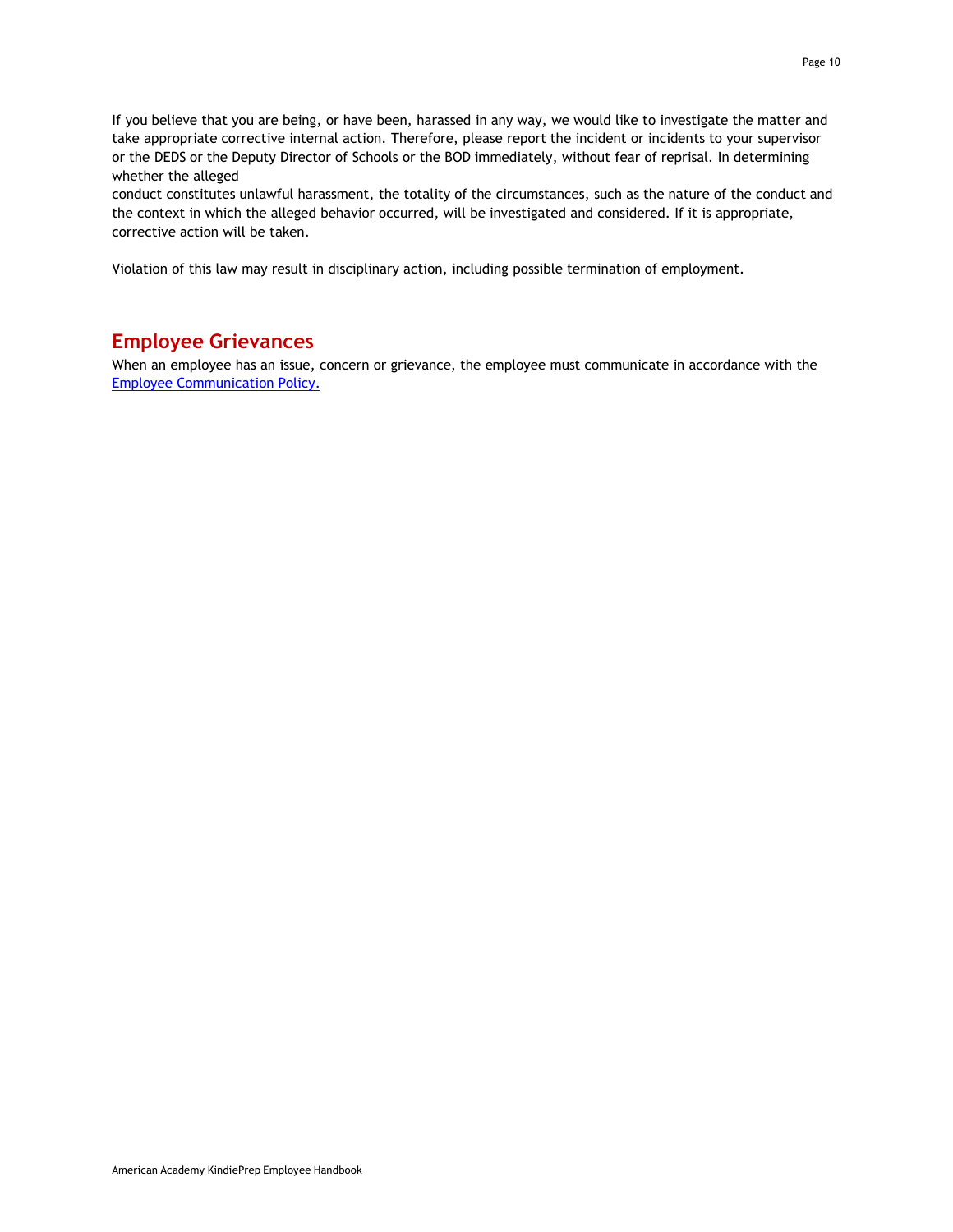If you believe that you are being, or have been, harassed in any way, we would like to investigate the matter and take appropriate corrective internal action. Therefore, please report the incident or incidents to your supervisor or the DEDS or the Deputy Director of Schools or the BOD immediately, without fear of reprisal. In determining whether the alleged conduct constitutes unlawful harassment, the totality of the circumstances, such as the nature of the conduct and the context in which the alleged behavior occurred, will be investigated and considered. If it is appropriate, corrective action will be taken.

Violation of this law may result in disciplinary action, including possible termination of employment.

## Employee Grievances

When an employee has an issue, concern or grievance, the employee must communicate in accordance with the [Employee Communication Policy.]()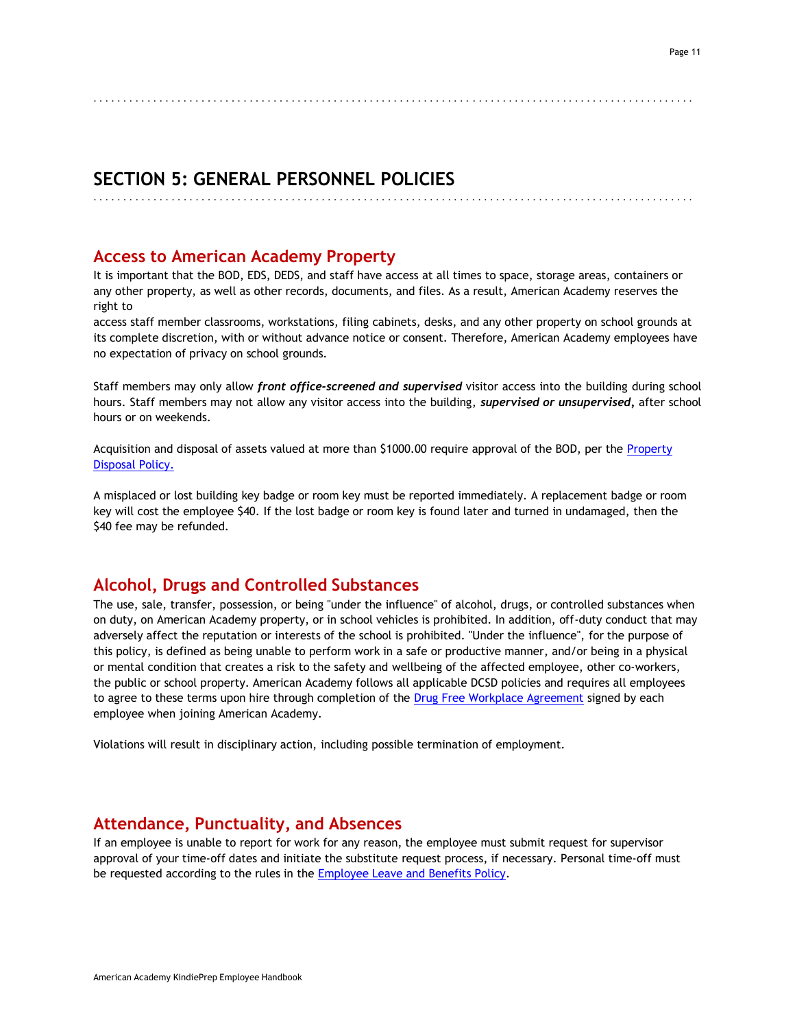# SECTION 5: GENERAL PERSONNEL POLICIES

## Access to American Academy Property

It is important that the BOD, EDS, DEDS, and staff have access at all times to space, storage areas, containers or any other property, as well as other records, documents, and files. As a result, American Academy reserves the right to access staff member classrooms, workstations, filing cabinets, desks, and any other property on school grounds at its complete discretion, with or without advance notice or consent. Therefore, American Academy employees have no expectation of privacy on school grounds.

Staff members may only allow ***front office-screened and supervised*** visitor access into the building during school hours. Staff members may not allow any visitor access into the building, ***supervised or unsupervised***, after school hours or on weekends.

Acquisition and disposal of assets valued at more than $1000.00 require approval of the BOD, per the Property Disposal Policy.

A misplaced or lost building key badge or room key must be reported immediately. A replacement badge or room key will cost the employee $40. If the lost badge or room key is found later and turned in undamaged, then the $40 fee may be refunded.

## Alcohol, Drugs and Controlled Substances

The use, sale, transfer, possession, or being "under the influence" of alcohol, drugs, or controlled substances when on duty, on American Academy property, or in school vehicles is prohibited. In addition, off-duty conduct that may adversely affect the reputation or interests of the school is prohibited. "Under the influence", for the purpose of this policy, is defined as being unable to perform work in a safe or productive manner, and/or being in a physical or mental condition that creates a risk to the safety and wellbeing of the affected employee, other co-workers, the public or school property. American Academy follows all applicable DCSD policies and requires all employees to agree to these terms upon hire through completion of the Drug Free Workplace Agreement signed by each employee when joining American Academy.

Violations will result in disciplinary action, including possible termination of employment.

## Attendance, Punctuality, and Absences

If an employee is unable to report for work for any reason, the employee must submit request for supervisor approval of your time-off dates and initiate the substitute request process, if necessary. Personal time-off must be requested according to the rules in the Employee Leave and Benefits Policy.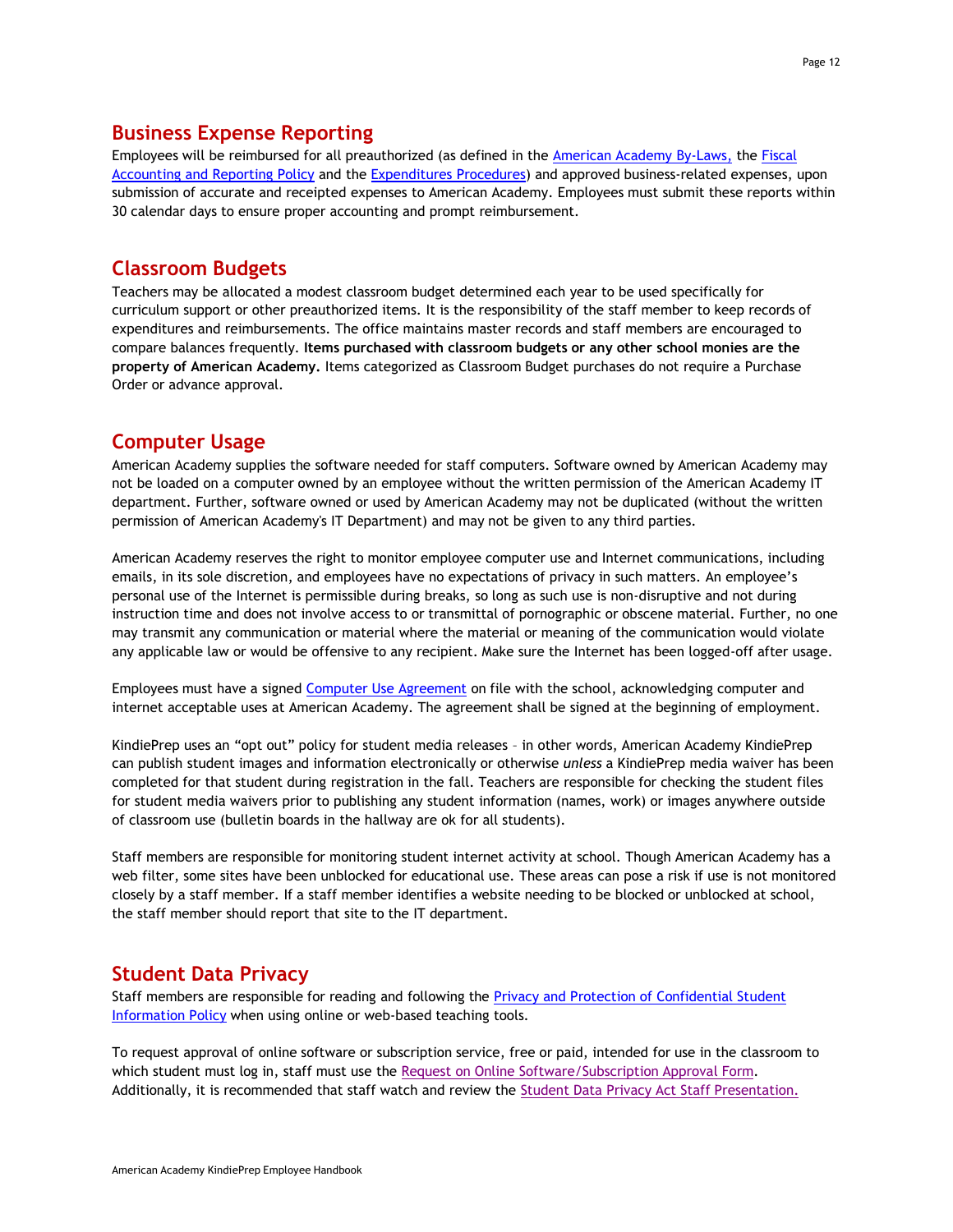## Business Expense Reporting

Employees will be reimbursed for all preauthorized (as defined in the American Academy By-Laws, the Fiscal Accounting and Reporting Policy and the Expenditures Procedures) and approved business-related expenses, upon submission of accurate and receipted expenses to American Academy. Employees must submit these reports within 30 calendar days to ensure proper accounting and prompt reimbursement.

## Classroom Budgets

Teachers may be allocated a modest classroom budget determined each year to be used specifically for curriculum support or other preauthorized items. It is the responsibility of the staff member to keep records of expenditures and reimbursements. The office maintains master records and staff members are encouraged to compare balances frequently. **Items purchased with classroom budgets or any other school monies are the property of American Academy.** Items categorized as Classroom Budget purchases do not require a Purchase Order or advance approval.

## Computer Usage

American Academy supplies the software needed for staff computers. Software owned by American Academy may not be loaded on a computer owned by an employee without the written permission of the American Academy IT department. Further, software owned or used by American Academy may not be duplicated (without the written permission of American Academy's IT Department) and may not be given to any third parties.

American Academy reserves the right to monitor employee computer use and Internet communications, including emails, in its sole discretion, and employees have no expectations of privacy in such matters. An employee's personal use of the Internet is permissible during breaks, so long as such use is non-disruptive and not during instruction time and does not involve access to or transmittal of pornographic or obscene material. Further, no one may transmit any communication or material where the material or meaning of the communication would violate any applicable law or would be offensive to any recipient. Make sure the Internet has been logged-off after usage.

Employees must have a signed Computer Use Agreement on file with the school, acknowledging computer and internet acceptable uses at American Academy. The agreement shall be signed at the beginning of employment.

KindiePrep uses an "opt out" policy for student media releases – in other words, American Academy KindiePrep can publish student images and information electronically or otherwise *unless* a KindiePrep media waiver has been completed for that student during registration in the fall. Teachers are responsible for checking the student files for student media waivers prior to publishing any student information (names, work) or images anywhere outside of classroom use (bulletin boards in the hallway are ok for all students).

Staff members are responsible for monitoring student internet activity at school. Though American Academy has a web filter, some sites have been unblocked for educational use. These areas can pose a risk if use is not monitored closely by a staff member. If a staff member identifies a website needing to be blocked or unblocked at school, the staff member should report that site to the IT department.

## Student Data Privacy

Staff members are responsible for reading and following the Privacy and Protection of Confidential Student Information Policy when using online or web-based teaching tools.

To request approval of online software or subscription service, free or paid, intended for use in the classroom to which student must log in, staff must use the Request on Online Software/Subscription Approval Form. Additionally, it is recommended that staff watch and review the Student Data Privacy Act Staff Presentation.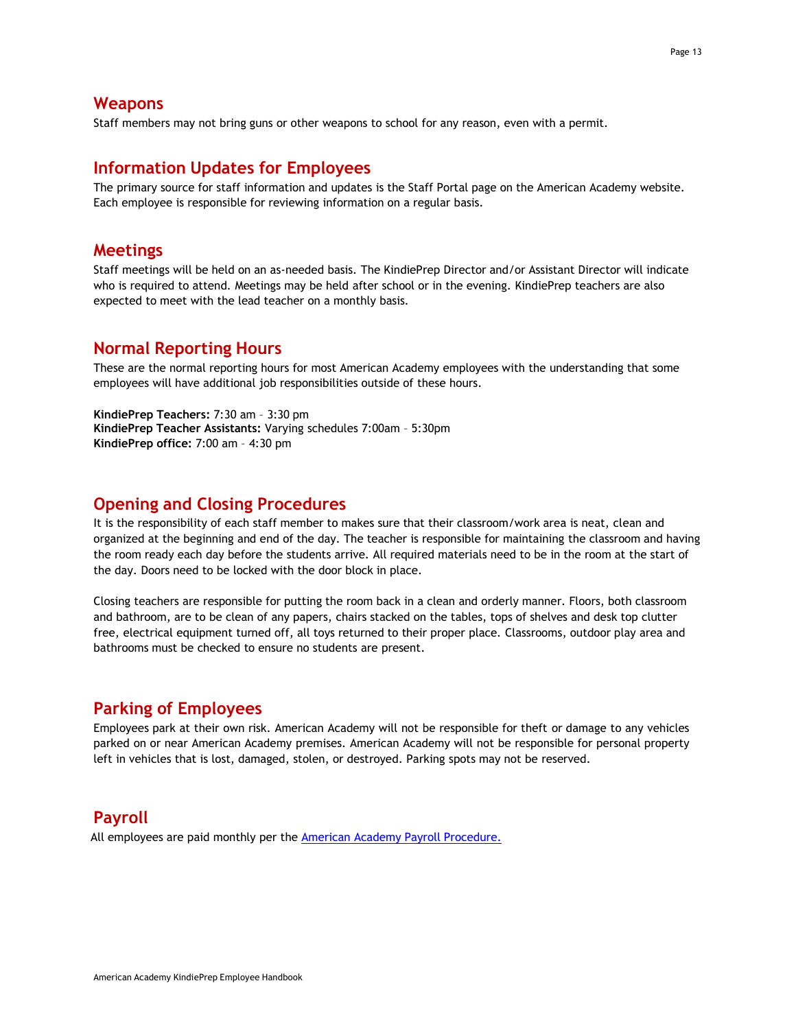## Weapons

Staff members may not bring guns or other weapons to school for any reason, even with a permit.

## Information Updates for Employees

The primary source for staff information and updates is the Staff Portal page on the American Academy website. Each employee is responsible for reviewing information on a regular basis.

## Meetings

Staff meetings will be held on an as-needed basis. The KindiePrep Director and/or Assistant Director will indicate who is required to attend. Meetings may be held after school or in the evening. KindiePrep teachers are also expected to meet with the lead teacher on a monthly basis.

## Normal Reporting Hours

These are the normal reporting hours for most American Academy employees with the understanding that some employees will have additional job responsibilities outside of these hours.

**KindiePrep Teachers:** 7:30 am – 3:30 pm
**KindiePrep Teacher Assistants:** Varying schedules 7:00am – 5:30pm
**KindiePrep office:** 7:00 am – 4:30 pm

## Opening and Closing Procedures

It is the responsibility of each staff member to makes sure that their classroom/work area is neat, clean and organized at the beginning and end of the day. The teacher is responsible for maintaining the classroom and having the room ready each day before the students arrive. All required materials need to be in the room at the start of the day. Doors need to be locked with the door block in place.

Closing teachers are responsible for putting the room back in a clean and orderly manner. Floors, both classroom and bathroom, are to be clean of any papers, chairs stacked on the tables, tops of shelves and desk top clutter free, electrical equipment turned off, all toys returned to their proper place. Classrooms, outdoor play area and bathrooms must be checked to ensure no students are present.

## Parking of Employees

Employees park at their own risk. American Academy will not be responsible for theft or damage to any vehicles parked on or near American Academy premises. American Academy will not be responsible for personal property left in vehicles that is lost, damaged, stolen, or destroyed. Parking spots may not be reserved.

## Payroll

All employees are paid monthly per the American Academy Payroll Procedure.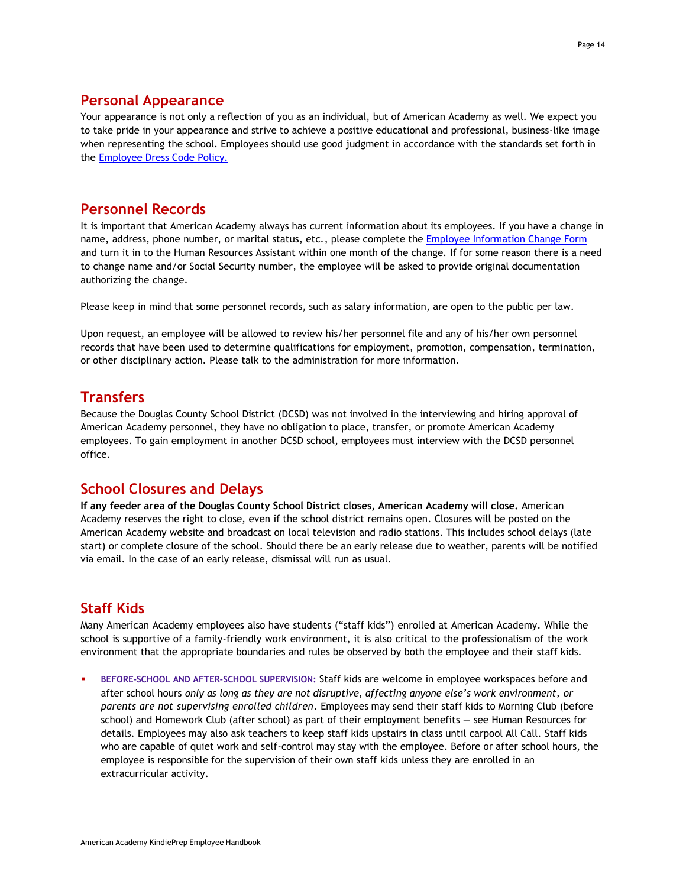## Personal Appearance

Your appearance is not only a reflection of you as an individual, but of American Academy as well. We expect you to take pride in your appearance and strive to achieve a positive educational and professional, business-like image when representing the school. Employees should use good judgment in accordance with the standards set forth in the Employee Dress Code Policy.

## Personnel Records

It is important that American Academy always has current information about its employees. If you have a change in name, address, phone number, or marital status, etc., please complete the Employee Information Change Form and turn it in to the Human Resources Assistant within one month of the change. If for some reason there is a need to change name and/or Social Security number, the employee will be asked to provide original documentation authorizing the change.

Please keep in mind that some personnel records, such as salary information, are open to the public per law.

Upon request, an employee will be allowed to review his/her personnel file and any of his/her own personnel records that have been used to determine qualifications for employment, promotion, compensation, termination, or other disciplinary action. Please talk to the administration for more information.

## Transfers

Because the Douglas County School District (DCSD) was not involved in the interviewing and hiring approval of American Academy personnel, they have no obligation to place, transfer, or promote American Academy employees. To gain employment in another DCSD school, employees must interview with the DCSD personnel office.

## School Closures and Delays

**If any feeder area of the Douglas County School District closes, American Academy will close.** American Academy reserves the right to close, even if the school district remains open. Closures will be posted on the American Academy website and broadcast on local television and radio stations. This includes school delays (late start) or complete closure of the school. Should there be an early release due to weather, parents will be notified via email. In the case of an early release, dismissal will run as usual.

## Staff Kids

Many American Academy employees also have students ("staff kids") enrolled at American Academy. While the school is supportive of a family-friendly work environment, it is also critical to the professionalism of the work environment that the appropriate boundaries and rules be observed by both the employee and their staff kids.

- **BEFORE-SCHOOL AND AFTER-SCHOOL SUPERVISION**: Staff kids are welcome in employee workspaces before and after school hours *only as long as they are not disruptive, affecting anyone else's work environment, or parents are not supervising enrolled children*. Employees may send their staff kids to Morning Club (before school) and Homework Club (after school) as part of their employment benefits — see Human Resources for details. Employees may also ask teachers to keep staff kids upstairs in class until carpool All Call. Staff kids who are capable of quiet work and self-control may stay with the employee. Before or after school hours, the employee is responsible for the supervision of their own staff kids unless they are enrolled in an extracurricular activity.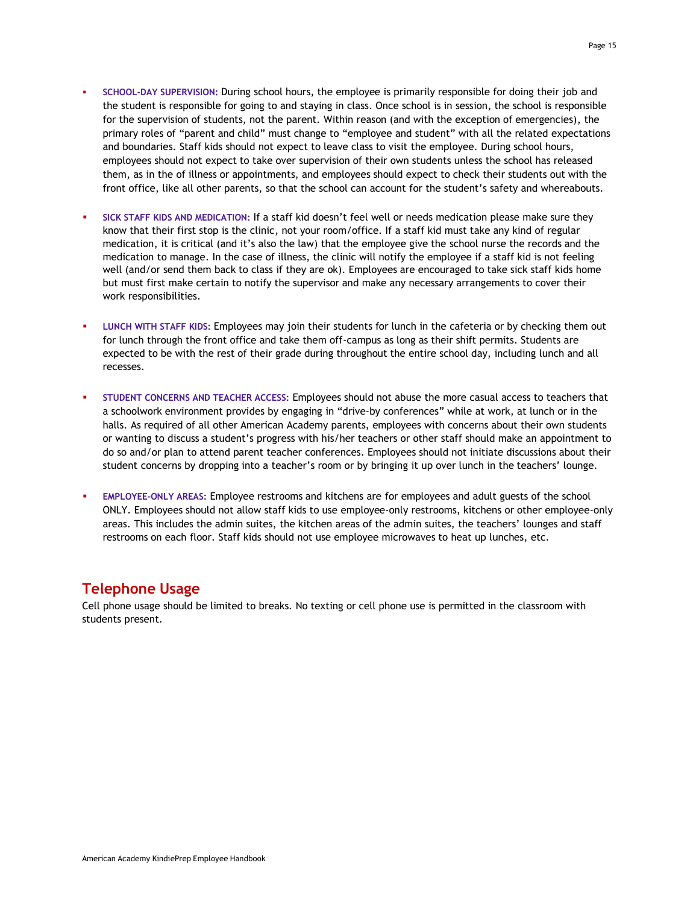- **SCHOOL-DAY SUPERVISION:** During school hours, the employee is primarily responsible for doing their job and the student is responsible for going to and staying in class. Once school is in session, the school is responsible for the supervision of students, not the parent. Within reason (and with the exception of emergencies), the primary roles of "parent and child" must change to "employee and student" with all the related expectations and boundaries. Staff kids should not expect to leave class to visit the employee. During school hours, employees should not expect to take over supervision of their own students unless the school has released them, as in the of illness or appointments, and employees should expect to check their students out with the front office, like all other parents, so that the school can account for the student's safety and whereabouts.

- **SICK STAFF KIDS AND MEDICATION:** If a staff kid doesn't feel well or needs medication please make sure they know that their first stop is the clinic, not your room/office. If a staff kid must take any kind of regular medication, it is critical (and it's also the law) that the employee give the school nurse the records and the medication to manage. In the case of illness, the clinic will notify the employee if a staff kid is not feeling well (and/or send them back to class if they are ok). Employees are encouraged to take sick staff kids home but must first make certain to notify the supervisor and make any necessary arrangements to cover their work responsibilities.

- **LUNCH WITH STAFF KIDS:** Employees may join their students for lunch in the cafeteria or by checking them out for lunch through the front office and take them off-campus as long as their shift permits. Students are expected to be with the rest of their grade during throughout the entire school day, including lunch and all recesses.

- **STUDENT CONCERNS AND TEACHER ACCESS:** Employees should not abuse the more casual access to teachers that a schoolwork environment provides by engaging in "drive-by conferences" while at work, at lunch or in the halls. As required of all other American Academy parents, employees with concerns about their own students or wanting to discuss a student's progress with his/her teachers or other staff should make an appointment to do so and/or plan to attend parent teacher conferences. Employees should not initiate discussions about their student concerns by dropping into a teacher's room or by bringing it up over lunch in the teachers' lounge.

- **EMPLOYEE-ONLY AREAS:** Employee restrooms and kitchens are for employees and adult guests of the school ONLY. Employees should not allow staff kids to use employee-only restrooms, kitchens or other employee-only areas. This includes the admin suites, the kitchen areas of the admin suites, the teachers' lounges and staff restrooms on each floor. Staff kids should not use employee microwaves to heat up lunches, etc.

## Telephone Usage

Cell phone usage should be limited to breaks. No texting or cell phone use is permitted in the classroom with students present.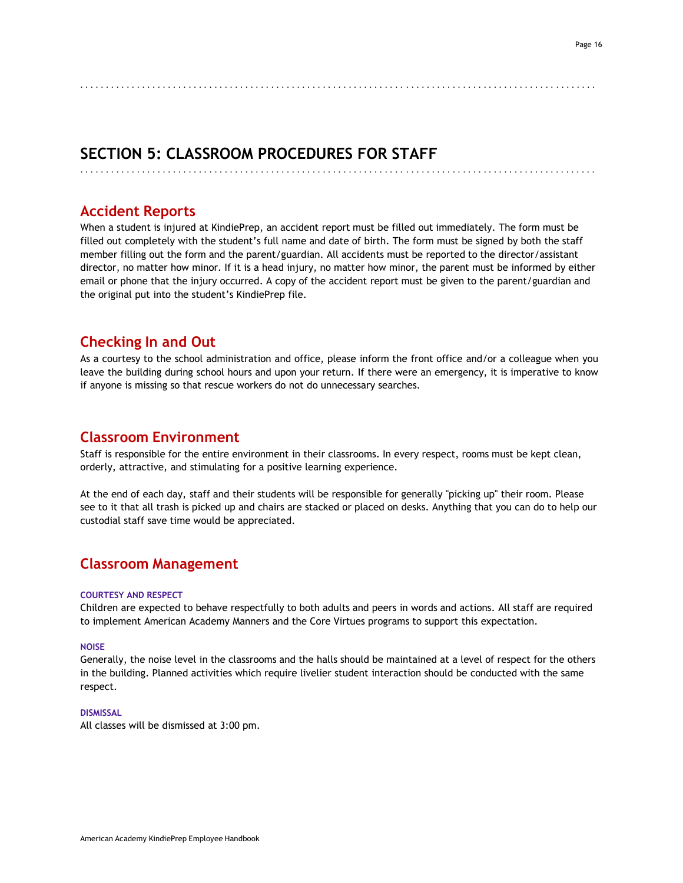# SECTION 5: CLASSROOM PROCEDURES FOR STAFF

## Accident Reports

When a student is injured at KindiePrep, an accident report must be filled out immediately. The form must be filled out completely with the student's full name and date of birth. The form must be signed by both the staff member filling out the form and the parent/guardian. All accidents must be reported to the director/assistant director, no matter how minor. If it is a head injury, no matter how minor, the parent must be informed by either email or phone that the injury occurred. A copy of the accident report must be given to the parent/guardian and the original put into the student's KindiePrep file.

## Checking In and Out

As a courtesy to the school administration and office, please inform the front office and/or a colleague when you leave the building during school hours and upon your return. If there were an emergency, it is imperative to know if anyone is missing so that rescue workers do not do unnecessary searches.

## Classroom Environment

Staff is responsible for the entire environment in their classrooms. In every respect, rooms must be kept clean, orderly, attractive, and stimulating for a positive learning experience.

At the end of each day, staff and their students will be responsible for generally "picking up" their room. Please see to it that all trash is picked up and chairs are stacked or placed on desks. Anything that you can do to help our custodial staff save time would be appreciated.

## Classroom Management

#### COURTESY AND RESPECT

Children are expected to behave respectfully to both adults and peers in words and actions. All staff are required to implement American Academy Manners and the Core Virtues programs to support this expectation.

#### NOISE

Generally, the noise level in the classrooms and the halls should be maintained at a level of respect for the others in the building. Planned activities which require livelier student interaction should be conducted with the same respect.

#### DISMISSAL

All classes will be dismissed at 3:00 pm.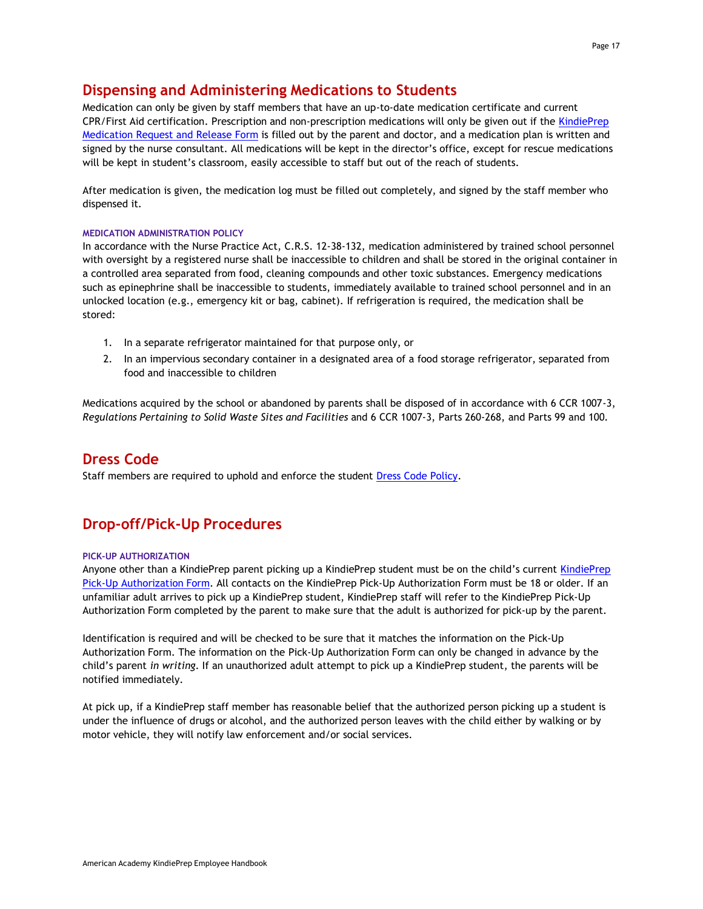## Dispensing and Administering Medications to Students

Medication can only be given by staff members that have an up-to-date medication certificate and current CPR/First Aid certification. Prescription and non-prescription medications will only be given out if the KindiePrep Medication Request and Release Form is filled out by the parent and doctor, and a medication plan is written and signed by the nurse consultant. All medications will be kept in the director's office, except for rescue medications will be kept in student's classroom, easily accessible to staff but out of the reach of students.

After medication is given, the medication log must be filled out completely, and signed by the staff member who dispensed it.

#### MEDICATION ADMINISTRATION POLICY

In accordance with the Nurse Practice Act, C.R.S. 12-38-132, medication administered by trained school personnel with oversight by a registered nurse shall be inaccessible to children and shall be stored in the original container in a controlled area separated from food, cleaning compounds and other toxic substances. Emergency medications such as epinephrine shall be inaccessible to students, immediately available to trained school personnel and in an unlocked location (e.g., emergency kit or bag, cabinet). If refrigeration is required, the medication shall be stored:

1. In a separate refrigerator maintained for that purpose only, or
2. In an impervious secondary container in a designated area of a food storage refrigerator, separated from food and inaccessible to children

Medications acquired by the school or abandoned by parents shall be disposed of in accordance with 6 CCR 1007-3, *Regulations Pertaining to Solid Waste Sites and Facilities* and 6 CCR 1007-3, Parts 260-268, and Parts 99 and 100.

## Dress Code

Staff members are required to uphold and enforce the student Dress Code Policy.

## Drop-off/Pick-Up Procedures

#### PICK-UP AUTHORIZATION

Anyone other than a KindiePrep parent picking up a KindiePrep student must be on the child's current KindiePrep Pick-Up Authorization Form. All contacts on the KindiePrep Pick-Up Authorization Form must be 18 or older. If an unfamiliar adult arrives to pick up a KindiePrep student, KindiePrep staff will refer to the KindiePrep Pick-Up Authorization Form completed by the parent to make sure that the adult is authorized for pick-up by the parent.

Identification is required and will be checked to be sure that it matches the information on the Pick-Up Authorization Form. The information on the Pick-Up Authorization Form can only be changed in advance by the child's parent *in writing*. If an unauthorized adult attempt to pick up a KindiePrep student, the parents will be notified immediately.

At pick up, if a KindiePrep staff member has reasonable belief that the authorized person picking up a student is under the influence of drugs or alcohol, and the authorized person leaves with the child either by walking or by motor vehicle, they will notify law enforcement and/or social services.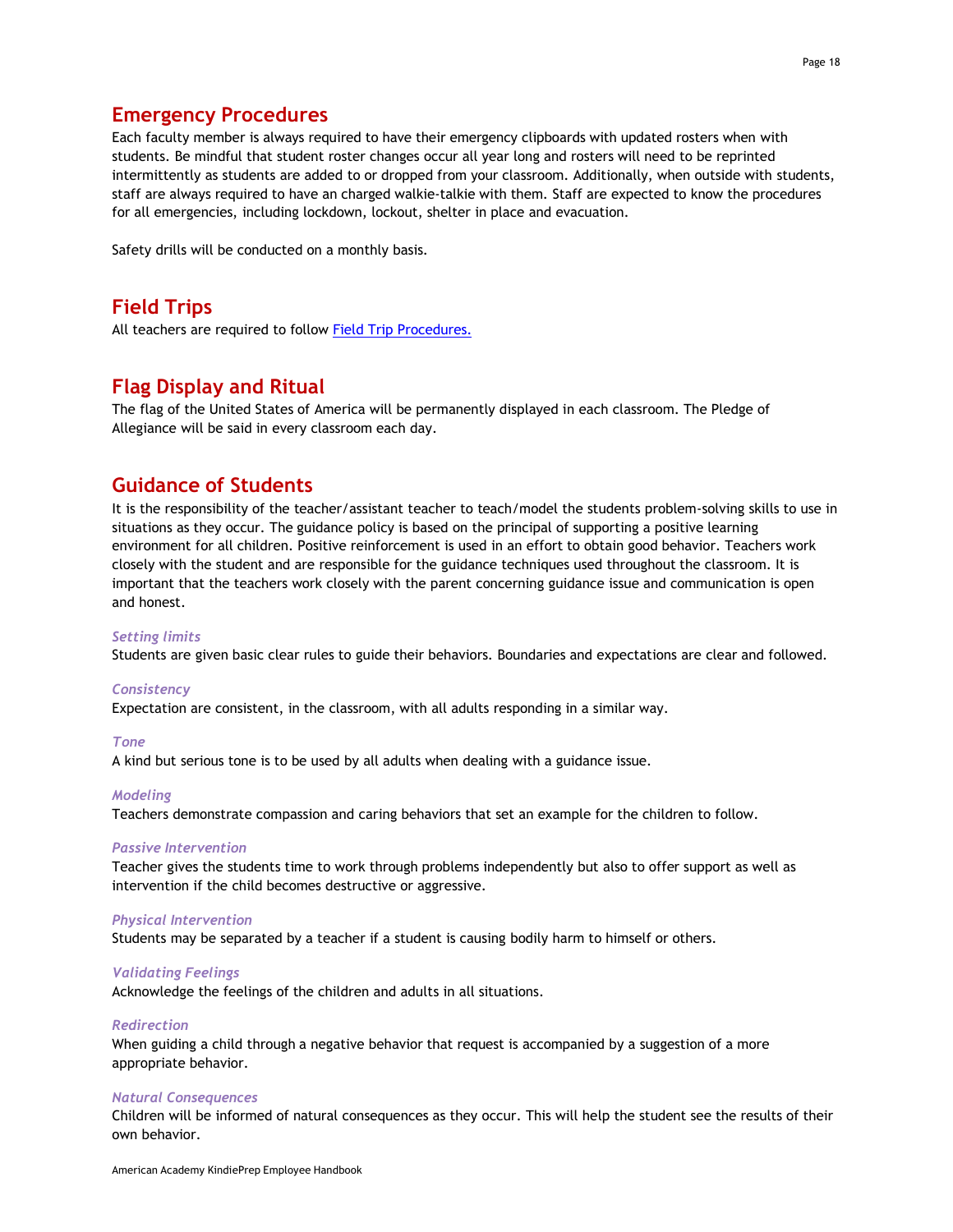## Emergency Procedures

Each faculty member is always required to have their emergency clipboards with updated rosters when with students. Be mindful that student roster changes occur all year long and rosters will need to be reprinted intermittently as students are added to or dropped from your classroom. Additionally, when outside with students, staff are always required to have an charged walkie-talkie with them. Staff are expected to know the procedures for all emergencies, including lockdown, lockout, shelter in place and evacuation.

Safety drills will be conducted on a monthly basis.

## Field Trips

All teachers are required to follow Field Trip Procedures.

## Flag Display and Ritual

The flag of the United States of America will be permanently displayed in each classroom. The Pledge of Allegiance will be said in every classroom each day.

## Guidance of Students

It is the responsibility of the teacher/assistant teacher to teach/model the students problem-solving skills to use in situations as they occur. The guidance policy is based on the principal of supporting a positive learning environment for all children. Positive reinforcement is used in an effort to obtain good behavior. Teachers work closely with the student and are responsible for the guidance techniques used throughout the classroom. It is important that the teachers work closely with the parent concerning guidance issue and communication is open and honest.

### *Setting limits*

Students are given basic clear rules to guide their behaviors. Boundaries and expectations are clear and followed.

### *Consistency*

Expectation are consistent, in the classroom, with all adults responding in a similar way.

### *Tone*

A kind but serious tone is to be used by all adults when dealing with a guidance issue.

### *Modeling*

Teachers demonstrate compassion and caring behaviors that set an example for the children to follow.

### *Passive Intervention*

Teacher gives the students time to work through problems independently but also to offer support as well as intervention if the child becomes destructive or aggressive.

### *Physical Intervention*

Students may be separated by a teacher if a student is causing bodily harm to himself or others.

### *Validating Feelings*

Acknowledge the feelings of the children and adults in all situations.

### *Redirection*

When guiding a child through a negative behavior that request is accompanied by a suggestion of a more appropriate behavior.

### *Natural Consequences*

Children will be informed of natural consequences as they occur. This will help the student see the results of their own behavior.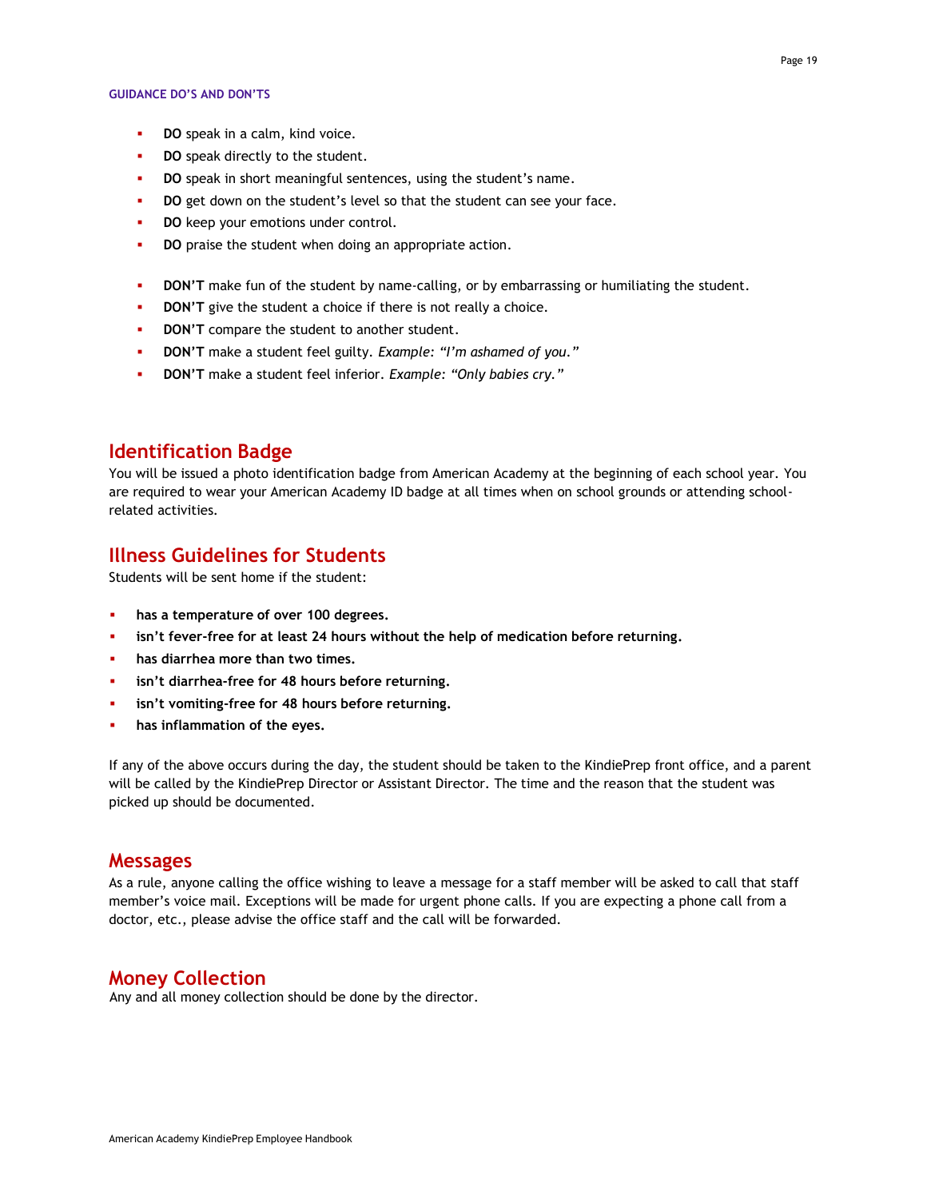#### GUIDANCE DO'S AND DON'TS

- **DO** speak in a calm, kind voice.
- **DO** speak directly to the student.
- **DO** speak in short meaningful sentences, using the student's name.
- **DO** get down on the student's level so that the student can see your face.
- **DO** keep your emotions under control.
- **DO** praise the student when doing an appropriate action.

- **DON'T** make fun of the student by name-calling, or by embarrassing or humiliating the student.
- **DON'T** give the student a choice if there is not really a choice.
- **DON'T** compare the student to another student.
- **DON'T** make a student feel guilty. *Example: "I'm ashamed of you."*
- **DON'T** make a student feel inferior. *Example: "Only babies cry."*

## Identification Badge

You will be issued a photo identification badge from American Academy at the beginning of each school year. You are required to wear your American Academy ID badge at all times when on school grounds or attending school-related activities.

## Illness Guidelines for Students

Students will be sent home if the student:

- **has a temperature of over 100 degrees.**
- **isn't fever-free for at least 24 hours without the help of medication before returning.**
- **has diarrhea more than two times.**
- **isn't diarrhea-free for 48 hours before returning.**
- **isn't vomiting-free for 48 hours before returning.**
- **has inflammation of the eyes.**

If any of the above occurs during the day, the student should be taken to the KindiePrep front office, and a parent will be called by the KindiePrep Director or Assistant Director. The time and the reason that the student was picked up should be documented.

## Messages

As a rule, anyone calling the office wishing to leave a message for a staff member will be asked to call that staff member's voice mail. Exceptions will be made for urgent phone calls. If you are expecting a phone call from a doctor, etc., please advise the office staff and the call will be forwarded.

## Money Collection

Any and all money collection should be done by the director.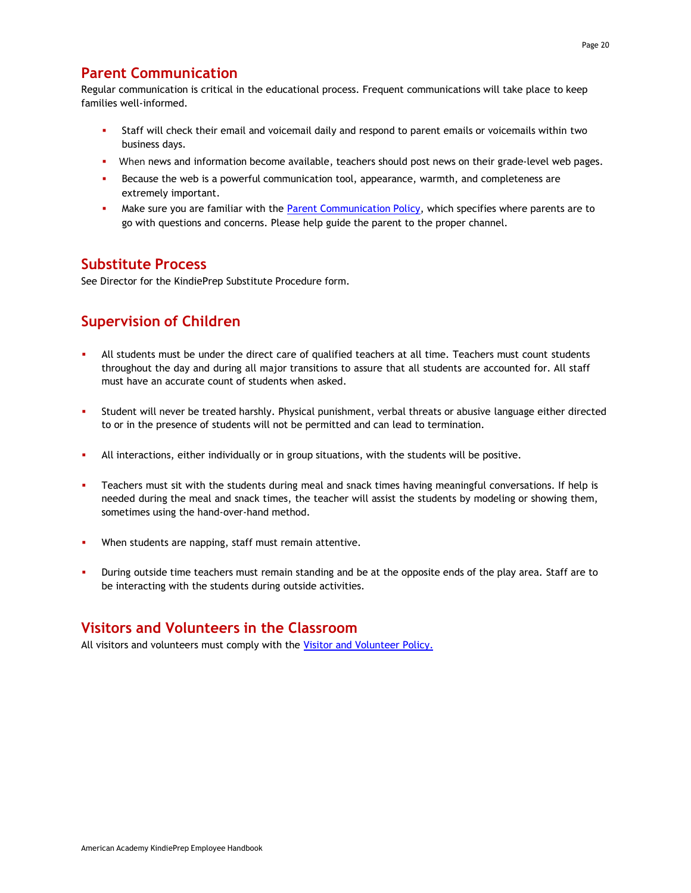## Parent Communication

Regular communication is critical in the educational process. Frequent communications will take place to keep families well-informed.

- Staff will check their email and voicemail daily and respond to parent emails or voicemails within two business days.
- When news and information become available, teachers should post news on their grade-level web pages.
- Because the web is a powerful communication tool, appearance, warmth, and completeness are extremely important.
- Make sure you are familiar with the Parent Communication Policy, which specifies where parents are to go with questions and concerns. Please help guide the parent to the proper channel.

## Substitute Process

See Director for the KindiePrep Substitute Procedure form.

## Supervision of Children

- All students must be under the direct care of qualified teachers at all time. Teachers must count students throughout the day and during all major transitions to assure that all students are accounted for. All staff must have an accurate count of students when asked.
- Student will never be treated harshly. Physical punishment, verbal threats or abusive language either directed to or in the presence of students will not be permitted and can lead to termination.
- All interactions, either individually or in group situations, with the students will be positive.
- Teachers must sit with the students during meal and snack times having meaningful conversations. If help is needed during the meal and snack times, the teacher will assist the students by modeling or showing them, sometimes using the hand-over-hand method.
- When students are napping, staff must remain attentive.
- During outside time teachers must remain standing and be at the opposite ends of the play area. Staff are to be interacting with the students during outside activities.

## Visitors and Volunteers in the Classroom

All visitors and volunteers must comply with the Visitor and Volunteer Policy.